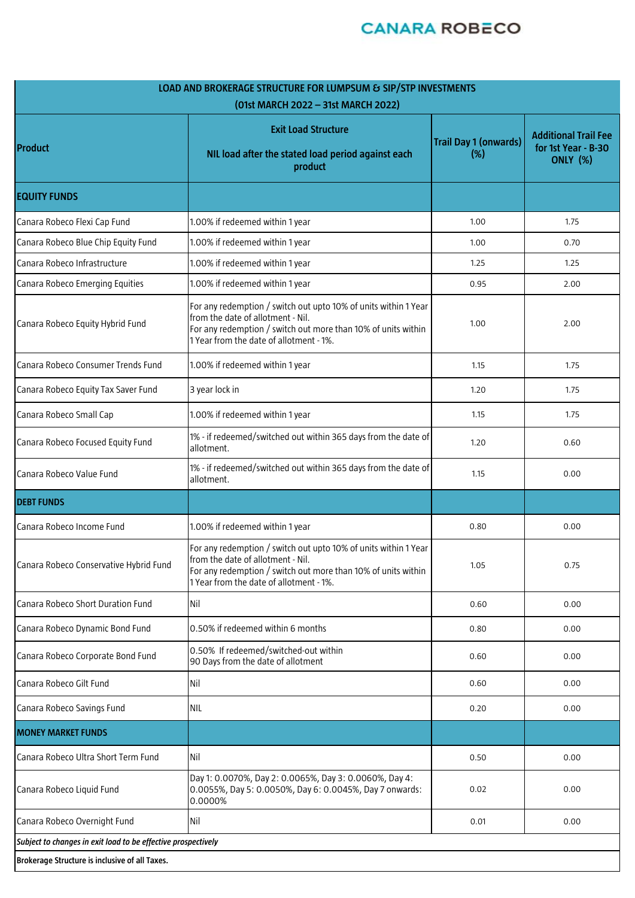| LOAD AND BROKERAGE STRUCTURE FOR LUMPSUM & SIP/STP INVESTMENTS (01st MARCH 2022 – 31st MARCH 2022) | | | |
|---|---|---|---|
| **Product** | **Exit Load Structure**<br><br>**NIL load after the stated load period against each product** | **Trail Day 1 (onwards) (%)** | **Additional Trail Fee for 1st Year - B-30 ONLY (%)** |
| **EQUITY FUNDS** | | | |
| Canara Robeco Flexi Cap Fund | 1.00% if redeemed within 1 year | 1.00 | 1.75 |
| Canara Robeco Blue Chip Equity Fund | 1.00% if redeemed within 1 year | 1.00 | 0.70 |
| Canara Robeco Infrastructure | 1.00% if redeemed within 1 year | 1.25 | 1.25 |
| Canara Robeco Emerging Equities | 1.00% if redeemed within 1 year | 0.95 | 2.00 |
| Canara Robeco Equity Hybrid Fund | For any redemption / switch out upto 10% of units within 1 Year from the date of allotment - Nil.<br>For any redemption / switch out more than 10% of units within 1 Year from the date of allotment - 1%. | 1.00 | 2.00 |
| Canara Robeco Consumer Trends Fund | 1.00% if redeemed within 1 year | 1.15 | 1.75 |
| Canara Robeco Equity Tax Saver Fund | 3 year lock in | 1.20 | 1.75 |
| Canara Robeco Small Cap | 1.00% if redeemed within 1 year | 1.15 | 1.75 |
| Canara Robeco Focused Equity Fund | 1% - if redeemed/switched out within 365 days from the date of allotment. | 1.20 | 0.60 |
| Canara Robeco Value Fund | 1% - if redeemed/switched out within 365 days from the date of allotment. | 1.15 | 0.00 |
| **DEBT FUNDS** | | | |
| Canara Robeco Income Fund | 1.00% if redeemed within 1 year | 0.80 | 0.00 |
| Canara Robeco Conservative Hybrid Fund | For any redemption / switch out upto 10% of units within 1 Year from the date of allotment - Nil.<br>For any redemption / switch out more than 10% of units within 1 Year from the date of allotment - 1%. | 1.05 | 0.75 |
| Canara Robeco Short Duration Fund | Nil | 0.60 | 0.00 |
| Canara Robeco Dynamic Bond Fund | 0.50% if redeemed within 6 months | 0.80 | 0.00 |
| Canara Robeco Corporate Bond Fund | 0.50% If redeemed/switched-out within 90 Days from the date of allotment | 0.60 | 0.00 |
| Canara Robeco Gilt Fund | Nil | 0.60 | 0.00 |
| Canara Robeco Savings Fund | NIL | 0.20 | 0.00 |
| **MONEY MARKET FUNDS** | | | |
| Canara Robeco Ultra Short Term Fund | Nil | 0.50 | 0.00 |
| Canara Robeco Liquid Fund | Day 1: 0.0070%, Day 2: 0.0065%, Day 3: 0.0060%, Day 4: 0.0055%, Day 5: 0.0050%, Day 6: 0.0045%, Day 7 onwards: 0.0000% | 0.02 | 0.00 |
| Canara Robeco Overnight Fund | Nil | 0.01 | 0.00 |
| ***Subject to changes in exit load to be effective prospectively*** | | | |
| **Brokerage Structure is inclusive of all Taxes.** | | | |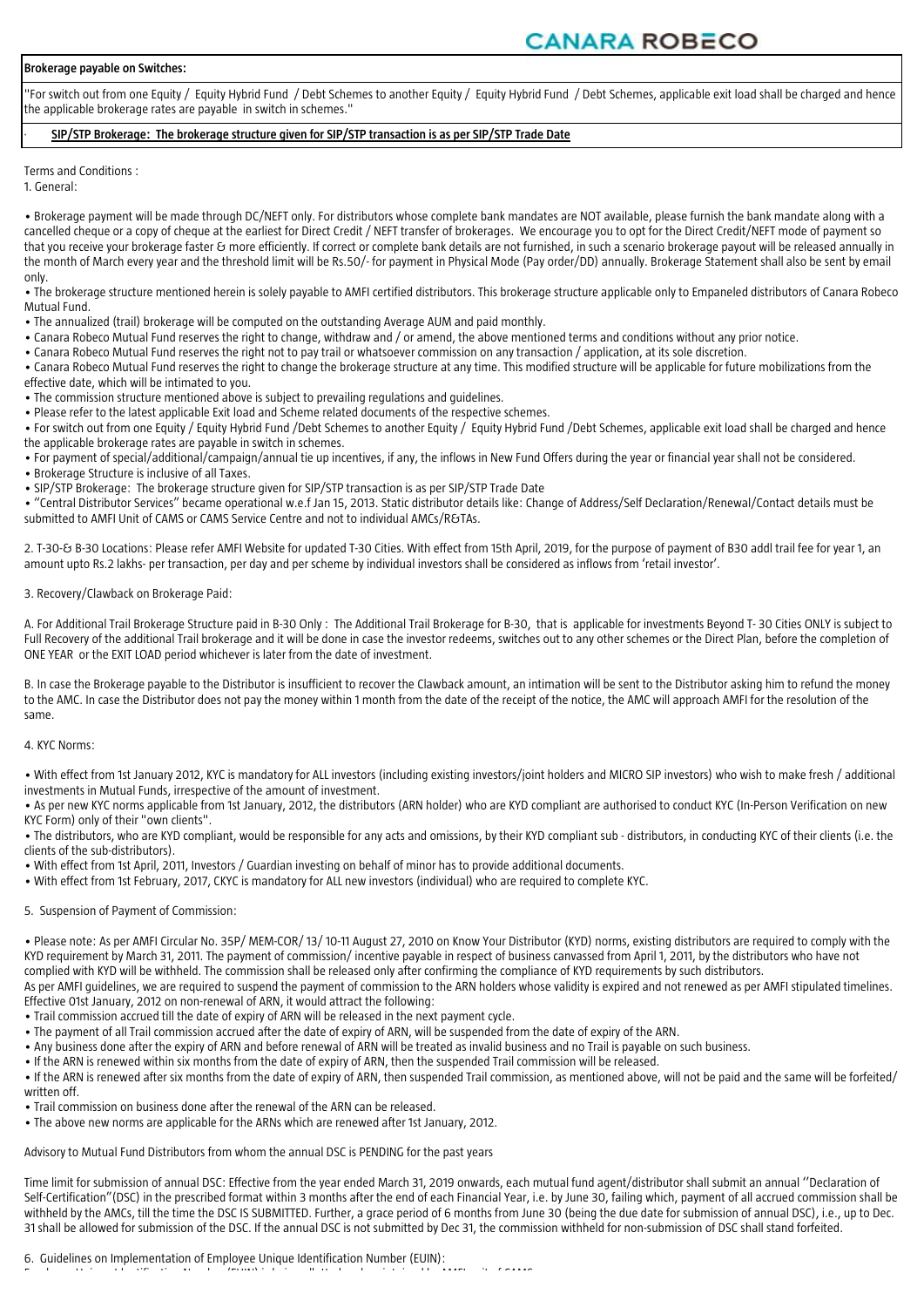**Brokerage payable on Switches:**

"For switch out from one Equity / Equity Hybrid Fund / Debt Schemes to another Equity / Equity Hybrid Fund / Debt Schemes, applicable exit load shall be charged and hence the applicable brokerage rates are payable in switch in schemes."

· **SIP/STP Brokerage: The brokerage structure given for SIP/STP transaction is as per SIP/STP Trade Date**

Terms and Conditions :

1. General:

- Brokerage payment will be made through DC/NEFT only. For distributors whose complete bank mandates are NOT available, please furnish the bank mandate along with a cancelled cheque or a copy of cheque at the earliest for Direct Credit / NEFT transfer of brokerages. We encourage you to opt for the Direct Credit/NEFT mode of payment so that you receive your brokerage faster & more efficiently. If correct or complete bank details are not furnished, in such a scenario brokerage payout will be released annually in the month of March every year and the threshold limit will be Rs.50/- for payment in Physical Mode (Pay order/DD) annually. Brokerage Statement shall also be sent by email only.
- The brokerage structure mentioned herein is solely payable to AMFI certified distributors. This brokerage structure applicable only to Empaneled distributors of Canara Robeco Mutual Fund.
- The annualized (trail) brokerage will be computed on the outstanding Average AUM and paid monthly.
- Canara Robeco Mutual Fund reserves the right to change, withdraw and / or amend, the above mentioned terms and conditions without any prior notice.
- Canara Robeco Mutual Fund reserves the right not to pay trail or whatsoever commission on any transaction / application, at its sole discretion.
- Canara Robeco Mutual Fund reserves the right to change the brokerage structure at any time. This modified structure will be applicable for future mobilizations from the effective date, which will be intimated to you.
- The commission structure mentioned above is subject to prevailing regulations and guidelines.
- Please refer to the latest applicable Exit load and Scheme related documents of the respective schemes.
- For switch out from one Equity / Equity Hybrid Fund /Debt Schemes to another Equity / Equity Hybrid Fund /Debt Schemes, applicable exit load shall be charged and hence the applicable brokerage rates are payable in switch in schemes.
- For payment of special/additional/campaign/annual tie up incentives, if any, the inflows in New Fund Offers during the year or financial year shall not be considered.
- Brokerage Structure is inclusive of all Taxes.
- SIP/STP Brokerage: The brokerage structure given for SIP/STP transaction is as per SIP/STP Trade Date
- ''Central Distributor Services'' became operational w.e.f Jan 15, 2013. Static distributor details like: Change of Address/Self Declaration/Renewal/Contact details must be submitted to AMFI Unit of CAMS or CAMS Service Centre and not to individual AMCs/R&TAs.

2. T-30-& B-30 Locations: Please refer AMFI Website for updated T-30 Cities. With effect from 15th April, 2019, for the purpose of payment of B30 addl trail fee for year 1, an amount upto Rs.2 lakhs- per transaction, per day and per scheme by individual investors shall be considered as inflows from 'retail investor'.

3. Recovery/Clawback on Brokerage Paid:

A. For Additional Trail Brokerage Structure paid in B-30 Only : The Additional Trail Brokerage for B-30, that is applicable for investments Beyond T- 30 Cities ONLY is subject to Full Recovery of the additional Trail brokerage and it will be done in case the investor redeems, switches out to any other schemes or the Direct Plan, before the completion of ONE YEAR or the EXIT LOAD period whichever is later from the date of investment.

B. In case the Brokerage payable to the Distributor is insufficient to recover the Clawback amount, an intimation will be sent to the Distributor asking him to refund the money to the AMC. In case the Distributor does not pay the money within 1 month from the date of the receipt of the notice, the AMC will approach AMFI for the resolution of the same.

4. KYC Norms:

- With effect from 1st January 2012, KYC is mandatory for ALL investors (including existing investors/joint holders and MICRO SIP investors) who wish to make fresh / additional investments in Mutual Funds, irrespective of the amount of investment.
- As per new KYC norms applicable from 1st January, 2012, the distributors (ARN holder) who are KYD compliant are authorised to conduct KYC (In-Person Verification on new KYC Form) only of their "own clients".
- The distributors, who are KYD compliant, would be responsible for any acts and omissions, by their KYD compliant sub - distributors, in conducting KYC of their clients (i.e. the clients of the sub-distributors).
- With effect from 1st April, 2011, Investors / Guardian investing on behalf of minor has to provide additional documents.
- With effect from 1st February, 2017, CKYC is mandatory for ALL new investors (individual) who are required to complete KYC.

5. Suspension of Payment of Commission:

- Please note: As per AMFI Circular No. 35P/ MEM-COR/ 13/ 10-11 August 27, 2010 on Know Your Distributor (KYD) norms, existing distributors are required to comply with the KYD requirement by March 31, 2011. The payment of commission/ incentive payable in respect of business canvassed from April 1, 2011, by the distributors who have not complied with KYD will be withheld. The commission shall be released only after confirming the compliance of KYD requirements by such distributors.

As per AMFI guidelines, we are required to suspend the payment of commission to the ARN holders whose validity is expired and not renewed as per AMFI stipulated timelines. Effective 01st January, 2012 on non-renewal of ARN, it would attract the following:

- Trail commission accrued till the date of expiry of ARN will be released in the next payment cycle.
- The payment of all Trail commission accrued after the date of expiry of ARN, will be suspended from the date of expiry of the ARN.
- Any business done after the expiry of ARN and before renewal of ARN will be treated as invalid business and no Trail is payable on such business.
- If the ARN is renewed within six months from the date of expiry of ARN, then the suspended Trail commission will be released.
- If the ARN is renewed after six months from the date of expiry of ARN, then suspended Trail commission, as mentioned above, will not be paid and the same will be forfeited/ written off.
- Trail commission on business done after the renewal of the ARN can be released.
- The above new norms are applicable for the ARNs which are renewed after 1st January, 2012.

Advisory to Mutual Fund Distributors from whom the annual DSC is PENDING for the past years

Time limit for submission of annual DSC: Effective from the year ended March 31, 2019 onwards, each mutual fund agent/distributor shall submit an annual ''Declaration of Self-Certification''(DSC) in the prescribed format within 3 months after the end of each Financial Year, i.e. by June 30, failing which, payment of all accrued commission shall be withheld by the AMCs, till the time the DSC IS SUBMITTED. Further, a grace period of 6 months from June 30 (being the due date for submission of annual DSC), i.e., up to Dec. 31 shall be allowed for submission of the DSC. If the annual DSC is not submitted by Dec 31, the commission withheld for non-submission of DSC shall stand forfeited.

6. Guidelines on Implementation of Employee Unique Identification Number (EUIN):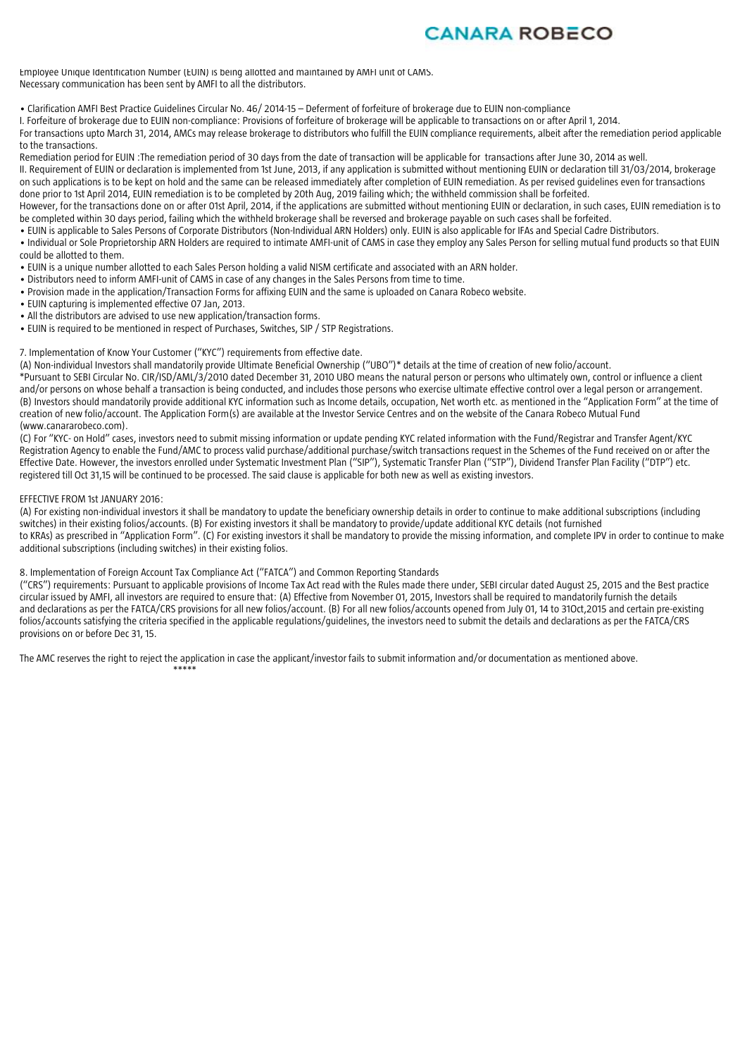Employee Unique Identification Number (EUIN) is being allotted and maintained by AMFI unit of CAMS.
Necessary communication has been sent by AMFI to all the distributors.

- Clarification AMFI Best Practice Guidelines Circular No. 46/ 2014-15 – Deferment of forfeiture of brokerage due to EUIN non-compliance

I. Forfeiture of brokerage due to EUIN non-compliance: Provisions of forfeiture of brokerage will be applicable to transactions on or after April 1, 2014.
For transactions upto March 31, 2014, AMCs may release brokerage to distributors who fulfill the EUIN compliance requirements, albeit after the remediation period applicable to the transactions.
Remediation period for EUIN :The remediation period of 30 days from the date of transaction will be applicable for transactions after June 30, 2014 as well.
II. Requirement of EUIN or declaration is implemented from 1st June, 2013, if any application is submitted without mentioning EUIN or declaration till 31/03/2014, brokerage on such applications is to be kept on hold and the same can be released immediately after completion of EUIN remediation. As per revised guidelines even for transactions done prior to 1st April 2014, EUIN remediation is to be completed by 20th Aug, 2019 failing which; the withheld commission shall be forfeited.
However, for the transactions done on or after 01st April, 2014, if the applications are submitted without mentioning EUIN or declaration, in such cases, EUIN remediation is to be completed within 30 days period, failing which the withheld brokerage shall be reversed and brokerage payable on such cases shall be forfeited.

- EUIN is applicable to Sales Persons of Corporate Distributors (Non-Individual ARN Holders) only. EUIN is also applicable for IFAs and Special Cadre Distributors.
- Individual or Sole Proprietorship ARN Holders are required to intimate AMFI-unit of CAMS in case they employ any Sales Person for selling mutual fund products so that EUIN could be allotted to them.
- EUIN is a unique number allotted to each Sales Person holding a valid NISM certificate and associated with an ARN holder.
- Distributors need to inform AMFI-unit of CAMS in case of any changes in the Sales Persons from time to time.
- Provision made in the application/Transaction Forms for affixing EUIN and the same is uploaded on Canara Robeco website.
- EUIN capturing is implemented effective 07 Jan, 2013.
- All the distributors are advised to use new application/transaction forms.
- EUIN is required to be mentioned in respect of Purchases, Switches, SIP / STP Registrations.

7. Implementation of Know Your Customer ("KYC") requirements from effective date.

(A) Non-individual Investors shall mandatorily provide Ultimate Beneficial Ownership ("UBO")* details at the time of creation of new folio/account.
*Pursuant to SEBI Circular No. CIR/ISD/AML/3/2010 dated December 31, 2010 UBO means the natural person or persons who ultimately own, control or influence a client and/or persons on whose behalf a transaction is being conducted, and includes those persons who exercise ultimate effective control over a legal person or arrangement.
(B) Investors should mandatorily provide additional KYC information such as Income details, occupation, Net worth etc. as mentioned in the "Application Form" at the time of creation of new folio/account. The Application Form(s) are available at the Investor Service Centres and on the website of the Canara Robeco Mutual Fund (www.canararobeco.com).
(C) For "KYC- on Hold" cases, investors need to submit missing information or update pending KYC related information with the Fund/Registrar and Transfer Agent/KYC Registration Agency to enable the Fund/AMC to process valid purchase/additional purchase/switch transactions request in the Schemes of the Fund received on or after the Effective Date. However, the investors enrolled under Systematic Investment Plan ("SIP"), Systematic Transfer Plan ("STP"), Dividend Transfer Plan Facility ("DTP") etc. registered till Oct 31,15 will be continued to be processed. The said clause is applicable for both new as well as existing investors.

EFFECTIVE FROM 1st JANUARY 2016:

(A) For existing non-individual investors it shall be mandatory to update the beneficiary ownership details in order to continue to make additional subscriptions (including switches) in their existing folios/accounts. (B) For existing investors it shall be mandatory to provide/update additional KYC details (not furnished to KRAs) as prescribed in "Application Form". (C) For existing investors it shall be mandatory to provide the missing information, and complete IPV in order to continue to make additional subscriptions (including switches) in their existing folios.

8. Implementation of Foreign Account Tax Compliance Act ("FATCA") and Common Reporting Standards ("CRS") requirements: Pursuant to applicable provisions of Income Tax Act read with the Rules made there under, SEBI circular dated August 25, 2015 and the Best practice circular issued by AMFI, all investors are required to ensure that: (A) Effective from November 01, 2015, Investors shall be required to mandatorily furnish the details and declarations as per the FATCA/CRS provisions for all new folios/account. (B) For all new folios/accounts opened from July 01, 14 to 31Oct,2015 and certain pre-existing folios/accounts satisfying the criteria specified in the applicable regulations/guidelines, the investors need to submit the details and declarations as per the FATCA/CRS provisions on or before Dec 31, 15.

The AMC reserves the right to reject the application in case the applicant/investor fails to submit information and/or documentation as mentioned above.

*****